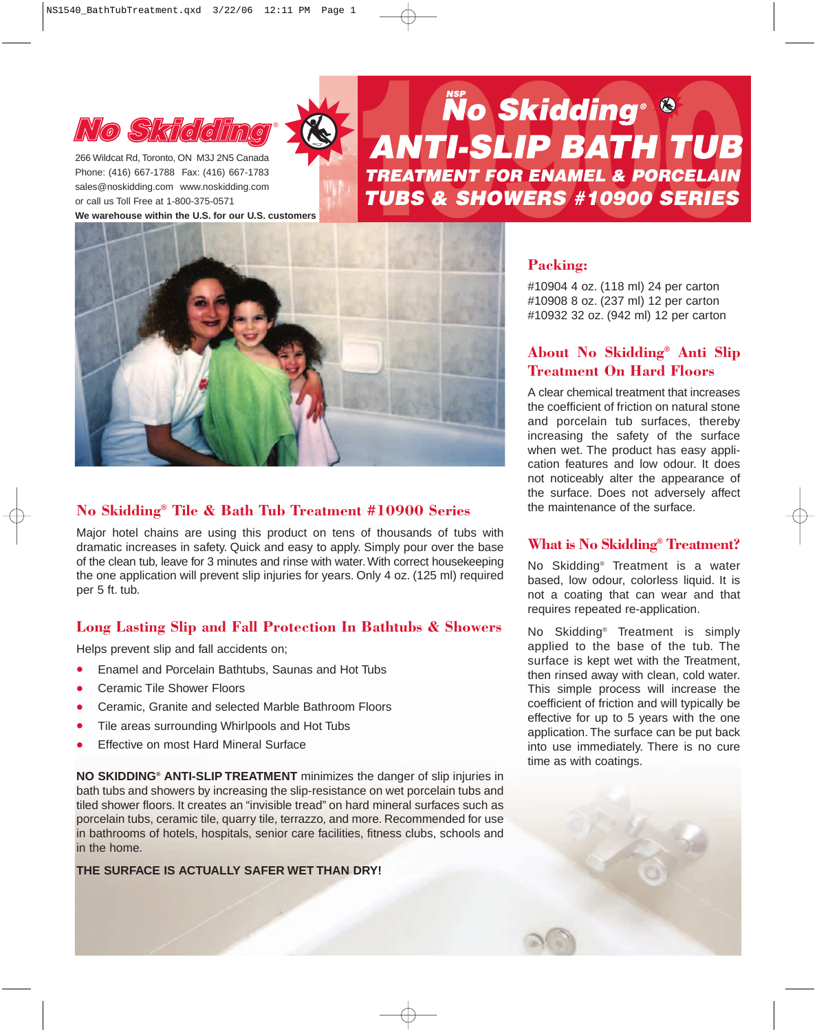# No Skidding®

266 Wildcat Rd, Toronto, ON M3J 2N5 Canada
Phone: (416) 667-1788 Fax: (416) 667-1783
sales@noskidding.com www.noskidding.com
or call us Toll Free at 1-800-375-0571
**We warehouse within the U.S. for our U.S. customers**

# NSP No Skidding® ANTI-SLIP BATH TUB

## TREATMENT FOR ENAMEL & PORCELAIN TUBS & SHOWERS #10900 SERIES

## No Skidding® Tile & Bath Tub Treatment #10900 Series

Major hotel chains are using this product on tens of thousands of tubs with dramatic increases in safety. Quick and easy to apply. Simply pour over the base of the clean tub, leave for 3 minutes and rinse with water. With correct housekeeping the one application will prevent slip injuries for years. Only 4 oz. (125 ml) required per 5 ft. tub.

## Long Lasting Slip and Fall Protection In Bathtubs & Showers

Helps prevent slip and fall accidents on;

- Enamel and Porcelain Bathtubs, Saunas and Hot Tubs
- Ceramic Tile Shower Floors
- Ceramic, Granite and selected Marble Bathroom Floors
- Tile areas surrounding Whirlpools and Hot Tubs
- Effective on most Hard Mineral Surface

**NO SKIDDING® ANTI-SLIP TREATMENT** minimizes the danger of slip injuries in bath tubs and showers by increasing the slip-resistance on wet porcelain tubs and tiled shower floors. It creates an "invisible tread" on hard mineral surfaces such as porcelain tubs, ceramic tile, quarry tile, terrazzo, and more. Recommended for use in bathrooms of hotels, hospitals, senior care facilities, fitness clubs, schools and in the home.

**THE SURFACE IS ACTUALLY SAFER WET THAN DRY!**

## Packing:

#10904 4 oz. (118 ml) 24 per carton
#10908 8 oz. (237 ml) 12 per carton
#10932 32 oz. (942 ml) 12 per carton

## About No Skidding® Anti Slip Treatment On Hard Floors

A clear chemical treatment that increases the coefficient of friction on natural stone and porcelain tub surfaces, thereby increasing the safety of the surface when wet. The product has easy application features and low odour. It does not noticeably alter the appearance of the surface. Does not adversely affect the maintenance of the surface.

## What is No Skidding® Treatment?

No Skidding® Treatment is a water based, low odour, colorless liquid. It is not a coating that can wear and that requires repeated re-application.

No Skidding® Treatment is simply applied to the base of the tub. The surface is kept wet with the Treatment, then rinsed away with clean, cold water. This simple process will increase the coefficient of friction and will typically be effective for up to 5 years with the one application. The surface can be put back into use immediately. There is no cure time as with coatings.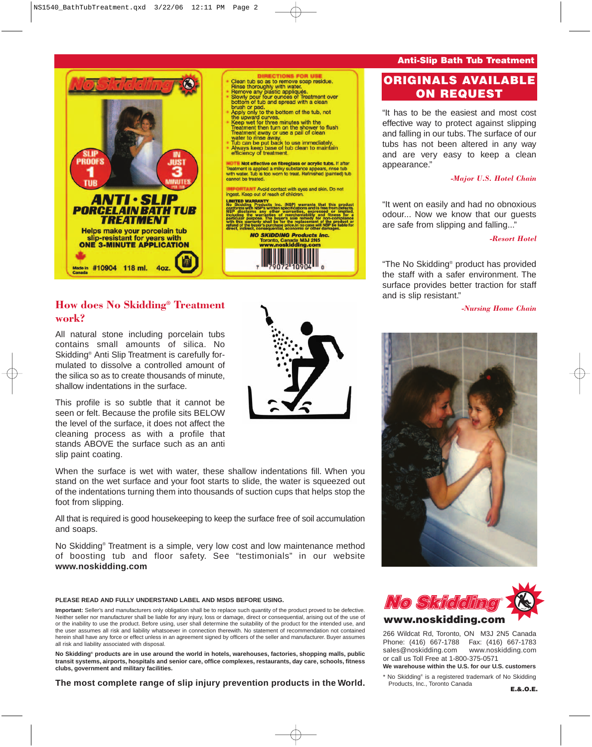## Anti-Slip Bath Tub Treatment

## How does No Skidding® Treatment work?

All natural stone including porcelain tubs contains small amounts of silica. No Skidding® Anti Slip Treatment is carefully formulated to dissolve a controlled amount of the silica so as to create thousands of minute, shallow indentations in the surface.

This profile is so subtle that it cannot be seen or felt. Because the profile sits BELOW the level of the surface, it does not affect the cleaning process as with a profile that stands ABOVE the surface such as an anti slip paint coating.

When the surface is wet with water, these shallow indentations fill. When you stand on the wet surface and your foot starts to slide, the water is squeezed out of the indentations turning them into thousands of suction cups that helps stop the foot from slipping.

All that is required is good housekeeping to keep the surface free of soil accumulation and soaps.

No Skidding® Treatment is a simple, very low cost and low maintenance method of boosting tub and floor safety. See "testimonials" in our website **www.noskidding.com**

**PLEASE READ AND FULLY UNDERSTAND LABEL AND MSDS BEFORE USING.**

**Important:** Seller's and manufacturers only obligation shall be to replace such quantity of the product proved to be defective. Neither seller nor manufacturer shall be liable for any injury, loss or damage, direct or consequential, arising out of the use of or the inability to use the product. Before using, user shall determine the suitability of the product for the intended use, and the user assumes all risk and liability whatsoever in connection therewith. No statement of recommendation not contained herein shall have any force or effect unless in an agreement signed by officers of the seller and manufacturer. Buyer assumes all risk and liability associated with disposal.

**No Skidding® products are in use around the world in hotels, warehouses, factories, shopping malls, public transit systems, airports, hospitals and senior care, office complexes, restaurants, day care, schools, fitness clubs, government and military facilities.**

**The most complete range of slip injury prevention products in the World.**

## ORIGINALS AVAILABLE ON REQUEST

"It has to be the easiest and most cost effective way to protect against slipping and falling in our tubs. The surface of our tubs has not been altered in any way and are very easy to keep a clean appearance."

*-Major U.S. Hotel Chain*

"It went on easily and had no obnoxious odour... Now we know that our guests are safe from slipping and falling..."

*-Resort Hotel*

"The No Skidding® product has provided the staff with a safer environment. The surface provides better traction for staff and is slip resistant."

*-Nursing Home Chain*

**www.noskidding.com**

266 Wildcat Rd, Toronto, ON M3J 2N5 Canada
Phone: (416) 667-1788 Fax: (416) 667-1783
sales@noskidding.com www.noskidding.com
or call us Toll Free at 1-800-375-0571
**We warehouse within the U.S. for our U.S. customers**

\* No Skidding® is a registered trademark of No Skidding Products, Inc., Toronto Canada

**E.&.O.E.**